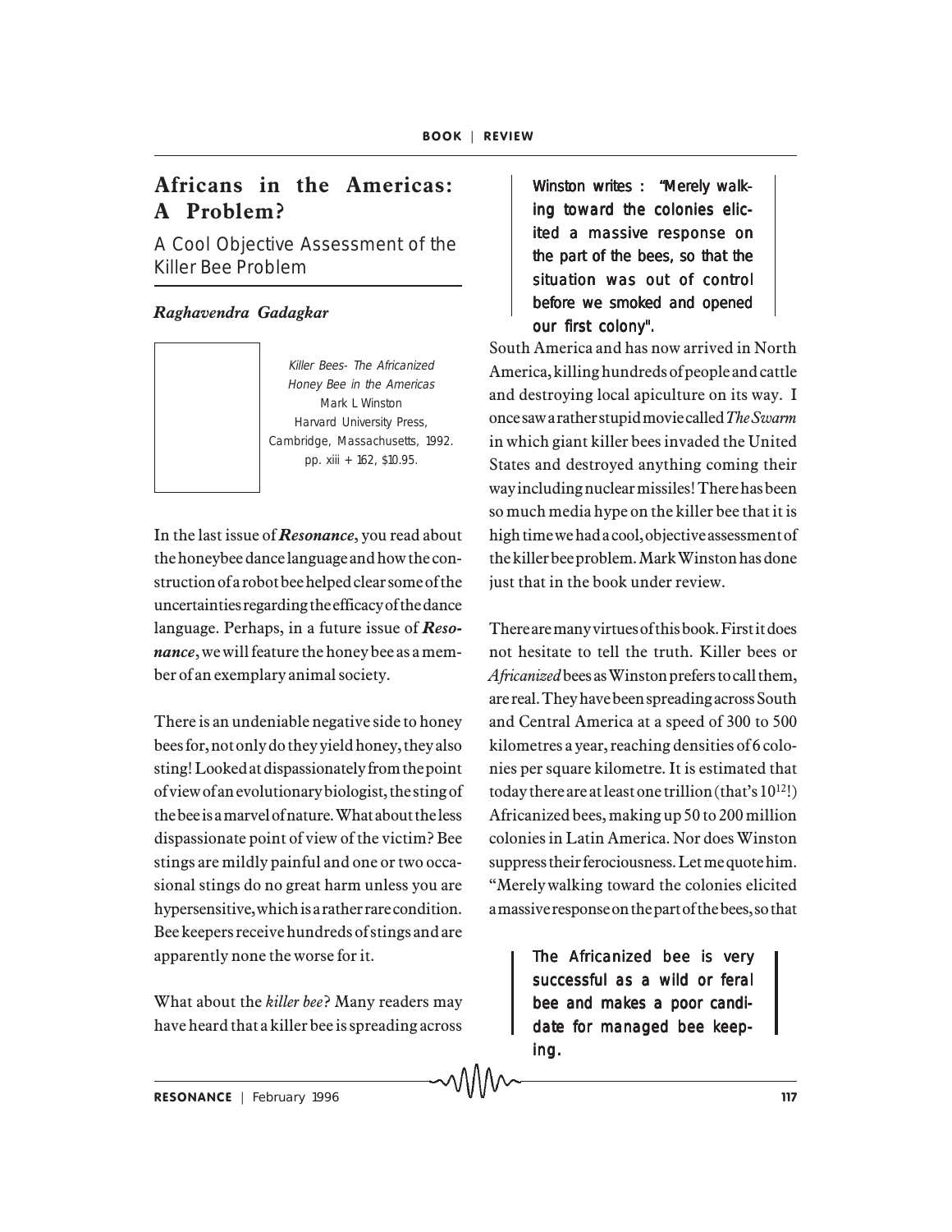# Africans in the Americas: A Problem?

## A Cool Objective Assessment of the Killer Bee Problem

***Raghavendra Gadagkar***

*Killer Bees- The Africanized Honey Bee in the Americas*
Mark L Winston
Harvard University Press,
Cambridge, Massachusetts, 1992.
pp. xiii + 162, $10.95.

In the last issue of ***Resonance***, you read about the honeybee dance language and how the construction of a robot bee helped clear some of the uncertainties regarding the efficacy of the dance language. Perhaps, in a future issue of ***Resonance***, we will feature the honey bee as a member of an exemplary animal society.

There is an undeniable negative side to honey bees for, not only do they yield honey, they also sting! Looked at dispassionately from the point of view of an evolutionary biologist, the sting of the bee is a marvel of nature. What about the less dispassionate point of view of the victim? Bee stings are mildly painful and one or two occasional stings do no great harm unless you are hypersensitive, which is a rather rare condition. Bee keepers receive hundreds of stings and are apparently none the worse for it.

What about the *killer bee*? Many readers may have heard that a killer bee is spreading across South America and has now arrived in North America, killing hundreds of people and cattle and destroying local apiculture on its way. I once saw a rather stupid movie called *The Swarm* in which giant killer bees invaded the United States and destroyed anything coming their way including nuclear missiles! There has been so much media hype on the killer bee that it is high time we had a cool, objective assessment of the killer bee problem. Mark Winston has done just that in the book under review.

> Winston writes : "Merely walking toward the colonies elicited a massive response on the part of the bees, so that the situation was out of control before we smoked and opened our first colony".

There are many virtues of this book. First it does not hesitate to tell the truth. Killer bees or *Africanized* bees as Winston prefers to call them, are real. They have been spreading across South and Central America at a speed of 300 to 500 kilometres a year, reaching densities of 6 colonies per square kilometre. It is estimated that today there are at least one trillion (that's $10^{12}$!) Africanized bees, making up 50 to 200 million colonies in Latin America. Nor does Winston suppress their ferociousness. Let me quote him. "Merely walking toward the colonies elicited a massive response on the part of the bees, so that

> The Africanized bee is very successful as a wild or feral bee and makes a poor candidate for managed bee keeping.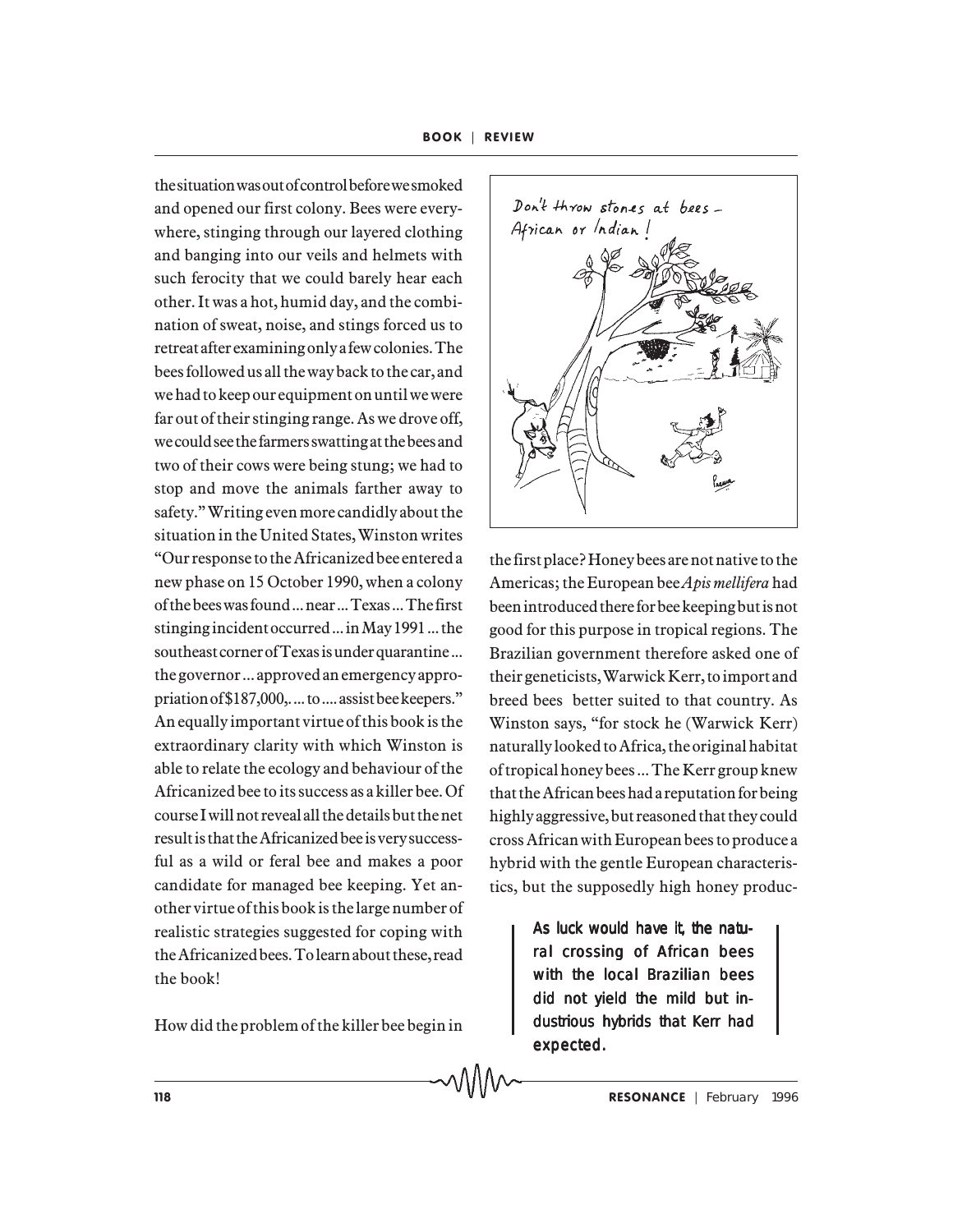the situation was out of control before we smoked and opened our first colony. Bees were everywhere, stinging through our layered clothing and banging into our veils and helmets with such ferocity that we could barely hear each other. It was a hot, humid day, and the combination of sweat, noise, and stings forced us to retreat after examining only a few colonies. The bees followed us all the way back to the car, and we had to keep our equipment on until we were far out of their stinging range. As we drove off, we could see the farmers swatting at the bees and two of their cows were being stung; we had to stop and move the animals farther away to safety." Writing even more candidly about the situation in the United States, Winston writes "Our response to the Africanized bee entered a new phase on 15 October 1990, when a colony of the bees was found ... near ... Texas ... The first stinging incident occurred ... in May 1991 ... the southeast corner of Texas is under quarantine ... the governor ... approved an emergency appropriation of $187,000,. ... to .... assist bee keepers." An equally important virtue of this book is the extraordinary clarity with which Winston is able to relate the ecology and behaviour of the Africanized bee to its success as a killer bee. Of course I will not reveal all the details but the net result is that the Africanized bee is very successful as a wild or feral bee and makes a poor candidate for managed bee keeping. Yet another virtue of this book is the large number of realistic strategies suggested for coping with the Africanized bees. To learn about these, read the book!

Don't throw stones at bees – African or Indian!

How did the problem of the killer bee begin in the first place? Honey bees are not native to the Americas; the European bee *Apis mellifera* had been introduced there for bee keeping but is not good for this purpose in tropical regions. The Brazilian government therefore asked one of their geneticists, Warwick Kerr, to import and breed bees better suited to that country. As Winston says, "for stock he (Warwick Kerr) naturally looked to Africa, the original habitat of tropical honey bees ... The Kerr group knew that the African bees had a reputation for being highly aggressive, but reasoned that they could cross African with European bees to produce a hybrid with the gentle European characteristics, but the supposedly high honey produc-

> As luck would have it, the natural crossing of African bees with the local Brazilian bees did not yield the mild but industrious hybrids that Kerr had expected.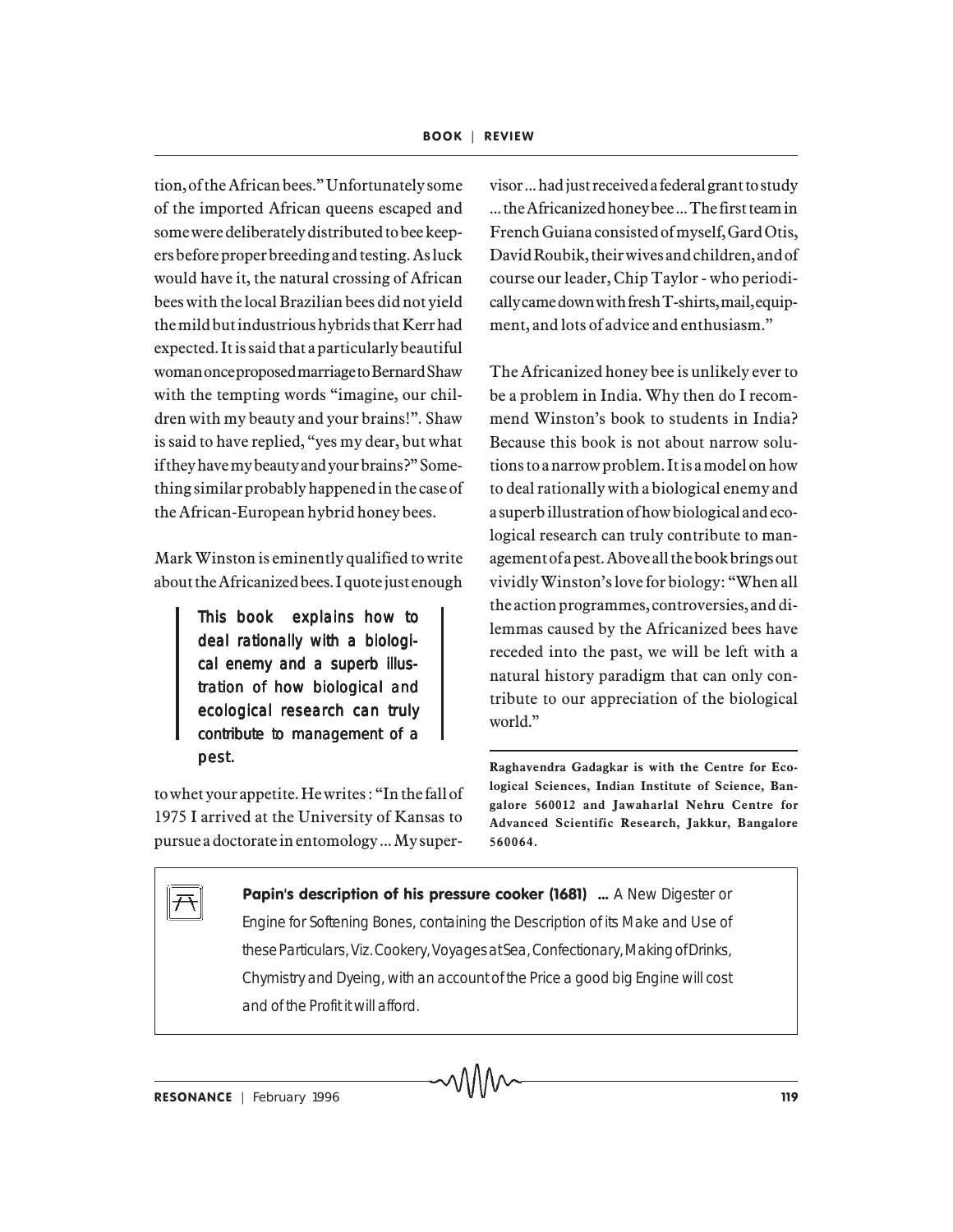tion, of the African bees." Unfortunately some of the imported African queens escaped and some were deliberately distributed to bee keepers before proper breeding and testing. As luck would have it, the natural crossing of African bees with the local Brazilian bees did not yield the mild but industrious hybrids that Kerr had expected. It is said that a particularly beautiful woman once proposed marriage to Bernard Shaw with the tempting words "imagine, our children with my beauty and your brains!". Shaw is said to have replied, "yes my dear, but what if they have my beauty and your brains?" Something similar probably happened in the case of the African-European hybrid honey bees.

Mark Winston is eminently qualified to write about the Africanized bees. I quote just enough to whet your appetite. He writes : "In the fall of 1975 I arrived at the University of Kansas to pursue a doctorate in entomology ... My supervisor ... had just received a federal grant to study ... the Africanized honey bee ... The first team in French Guiana consisted of myself, Gard Otis, David Roubik, their wives and children, and of course our leader, Chip Taylor - who periodically came down with fresh T-shirts, mail, equipment, and lots of advice and enthusiasm."

> This book explains how to deal rationally with a biological enemy and a superb illustration of how biological and ecological research can truly contribute to management of a pest.

The Africanized honey bee is unlikely ever to be a problem in India. Why then do I recommend Winston's book to students in India? Because this book is not about narrow solutions to a narrow problem. It is a model on how to deal rationally with a biological enemy and a superb illustration of how biological and ecological research can truly contribute to management of a pest. Above all the book brings out vividly Winston's love for biology: "When all the action programmes, controversies, and dilemmas caused by the Africanized bees have receded into the past, we will be left with a natural history paradigm that can only contribute to our appreciation of the biological world."

**Raghavendra Gadagkar is with the Centre for Ecological Sciences, Indian Institute of Science, Bangalore 560012 and Jawaharlal Nehru Centre for Advanced Scientific Research, Jakkur, Bangalore 560064.**

**Papin's description of his pressure cooker (1681) ...** *A New Digester or Engine for Softening Bones, containing the Description of its Make and Use of these Particulars, Viz. Cookery, Voyages at Sea, Confectionary, Making of Drinks, Chymistry and Dyeing, with an account of the Price a good big Engine will cost and of the Profit it will afford.*